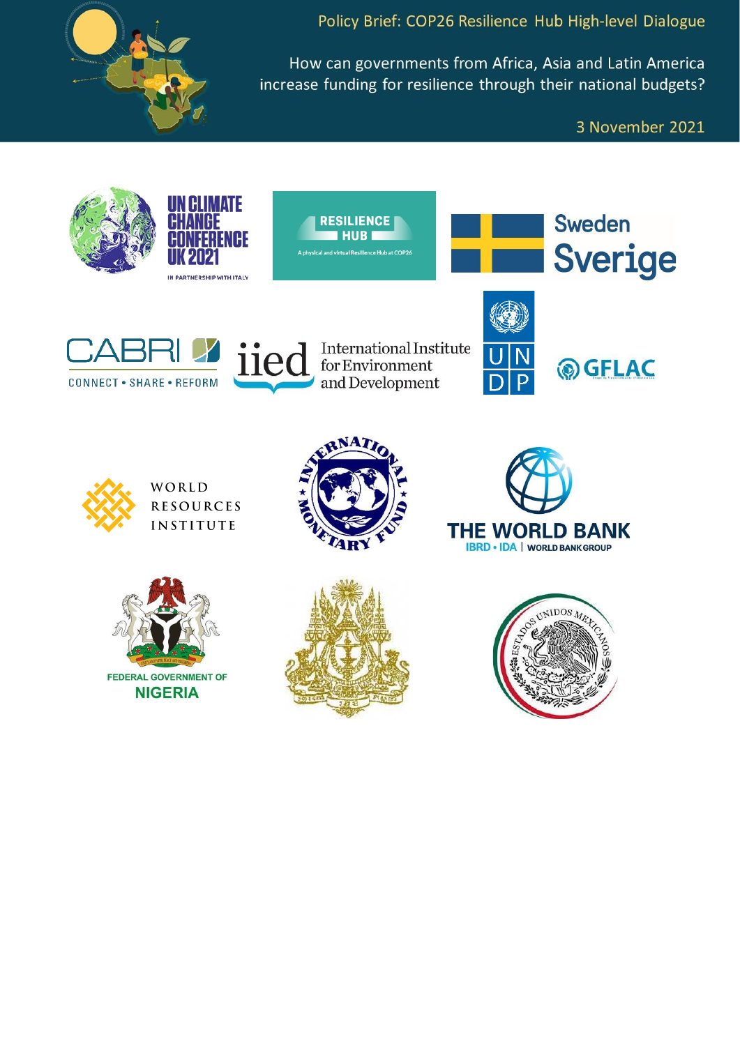Policy Brief: COP26 Resilience Hub High-level Dialogue

# How can governments from Africa, Asia and Latin America increase funding for resilience through their national budgets?

3 November 2021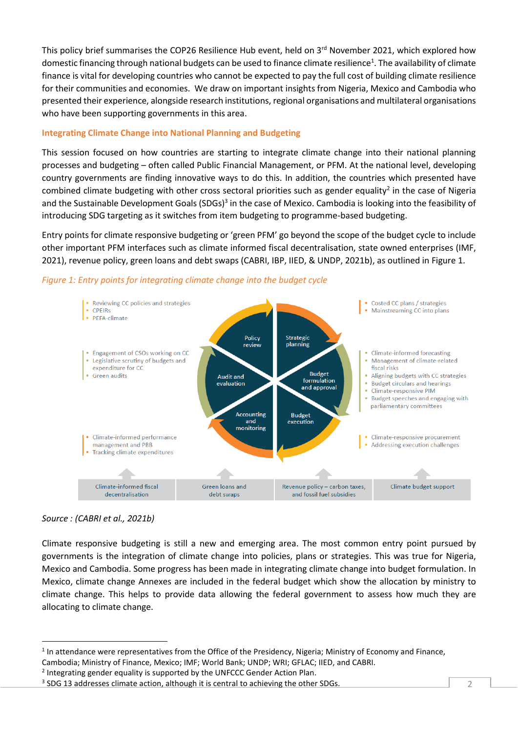This policy brief summarises the COP26 Resilience Hub event, held on 3rd November 2021, which explored how domestic financing through national budgets can be used to finance climate resilience[1]. The availability of climate finance is vital for developing countries who cannot be expected to pay the full cost of building climate resilience for their communities and economies. We draw on important insights from Nigeria, Mexico and Cambodia who presented their experience, alongside research institutions, regional organisations and multilateral organisations who have been supporting governments in this area.

## Integrating Climate Change into National Planning and Budgeting

This session focused on how countries are starting to integrate climate change into their national planning processes and budgeting – often called Public Financial Management, or PFM. At the national level, developing country governments are finding innovative ways to do this. In addition, the countries which presented have combined climate budgeting with other cross sectoral priorities such as gender equality[2] in the case of Nigeria and the Sustainable Development Goals (SDGs)[3] in the case of Mexico. Cambodia is looking into the feasibility of introducing SDG targeting as it switches from item budgeting to programme-based budgeting.

Entry points for climate responsive budgeting or 'green PFM' go beyond the scope of the budget cycle to include other important PFM interfaces such as climate informed fiscal decentralisation, state owned enterprises (IMF, 2021), revenue policy, green loans and debt swaps (CABRI, IBP, IIED, & UNDP, 2021b), as outlined in Figure 1.

*Figure 1: Entry points for integrating climate change into the budget cycle*

**Policy review**
- Reviewing CC policies and strategies
- CPEIRs
- PEFA-climate

**Strategic planning**
- Costed CC plans / strategies
- Mainstreaming CC into plans

**Budget formulation and approval**
- Climate-informed forecasting
- Management of climate-related fiscal risks
- Aligning budgets with CC strategies
- Budget circulars and hearings
- Climate-responsive PIM
- Budget speeches and engaging with parliamentary committees

**Budget execution**
- Climate-responsive procurement
- Addressing execution challenges

**Accounting and monitoring**
- Climate-informed performance management and PBB
- Tracking climate expenditures

**Audit and evaluation**
- Engagement of CSOs working on CC
- Legislative scrutiny of budgets and expenditure for CC
- Green audits

Climate-informed fiscal decentralisation | Green loans and debt swaps | Revenue policy – carbon taxes, and fossil fuel subsidies | Climate budget support

*Source : (CABRI et al., 2021b)*

Climate responsive budgeting is still a new and emerging area. The most common entry point pursued by governments is the integration of climate change into policies, plans or strategies. This was true for Nigeria, Mexico and Cambodia. Some progress has been made in integrating climate change into budget formulation. In Mexico, climate change Annexes are included in the federal budget which show the allocation by ministry to climate change. This helps to provide data allowing the federal government to assess how much they are allocating to climate change.

---

[1] In attendance were representatives from the Office of the Presidency, Nigeria; Ministry of Economy and Finance, Cambodia; Ministry of Finance, Mexico; IMF; World Bank; UNDP; WRI; GFLAC; IIED, and CABRI.

[2] Integrating gender equality is supported by the UNFCCC Gender Action Plan.

[3] SDG 13 addresses climate action, although it is central to achieving the other SDGs.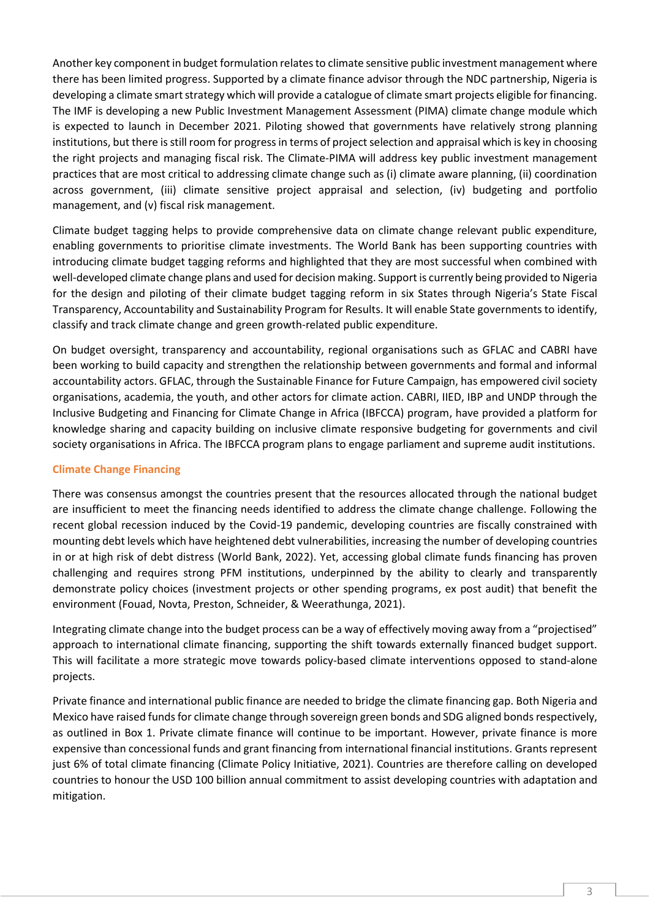Another key component in budget formulation relates to climate sensitive public investment management where there has been limited progress. Supported by a climate finance advisor through the NDC partnership, Nigeria is developing a climate smart strategy which will provide a catalogue of climate smart projects eligible for financing. The IMF is developing a new Public Investment Management Assessment (PIMA) climate change module which is expected to launch in December 2021. Piloting showed that governments have relatively strong planning institutions, but there is still room for progress in terms of project selection and appraisal which is key in choosing the right projects and managing fiscal risk. The Climate-PIMA will address key public investment management practices that are most critical to addressing climate change such as (i) climate aware planning, (ii) coordination across government, (iii) climate sensitive project appraisal and selection, (iv) budgeting and portfolio management, and (v) fiscal risk management.

Climate budget tagging helps to provide comprehensive data on climate change relevant public expenditure, enabling governments to prioritise climate investments. The World Bank has been supporting countries with introducing climate budget tagging reforms and highlighted that they are most successful when combined with well-developed climate change plans and used for decision making. Support is currently being provided to Nigeria for the design and piloting of their climate budget tagging reform in six States through Nigeria's State Fiscal Transparency, Accountability and Sustainability Program for Results. It will enable State governments to identify, classify and track climate change and green growth-related public expenditure.

On budget oversight, transparency and accountability, regional organisations such as GFLAC and CABRI have been working to build capacity and strengthen the relationship between governments and formal and informal accountability actors. GFLAC, through the Sustainable Finance for Future Campaign, has empowered civil society organisations, academia, the youth, and other actors for climate action. CABRI, IIED, IBP and UNDP through the Inclusive Budgeting and Financing for Climate Change in Africa (IBFCCA) program, have provided a platform for knowledge sharing and capacity building on inclusive climate responsive budgeting for governments and civil society organisations in Africa. The IBFCCA program plans to engage parliament and supreme audit institutions.

## Climate Change Financing

There was consensus amongst the countries present that the resources allocated through the national budget are insufficient to meet the financing needs identified to address the climate change challenge. Following the recent global recession induced by the Covid-19 pandemic, developing countries are fiscally constrained with mounting debt levels which have heightened debt vulnerabilities, increasing the number of developing countries in or at high risk of debt distress (World Bank, 2022). Yet, accessing global climate funds financing has proven challenging and requires strong PFM institutions, underpinned by the ability to clearly and transparently demonstrate policy choices (investment projects or other spending programs, ex post audit) that benefit the environment (Fouad, Novta, Preston, Schneider, & Weerathunga, 2021).

Integrating climate change into the budget process can be a way of effectively moving away from a "projectised" approach to international climate financing, supporting the shift towards externally financed budget support. This will facilitate a more strategic move towards policy-based climate interventions opposed to stand-alone projects.

Private finance and international public finance are needed to bridge the climate financing gap. Both Nigeria and Mexico have raised funds for climate change through sovereign green bonds and SDG aligned bonds respectively, as outlined in Box 1. Private climate finance will continue to be important. However, private finance is more expensive than concessional funds and grant financing from international financial institutions. Grants represent just 6% of total climate financing (Climate Policy Initiative, 2021). Countries are therefore calling on developed countries to honour the USD 100 billion annual commitment to assist developing countries with adaptation and mitigation.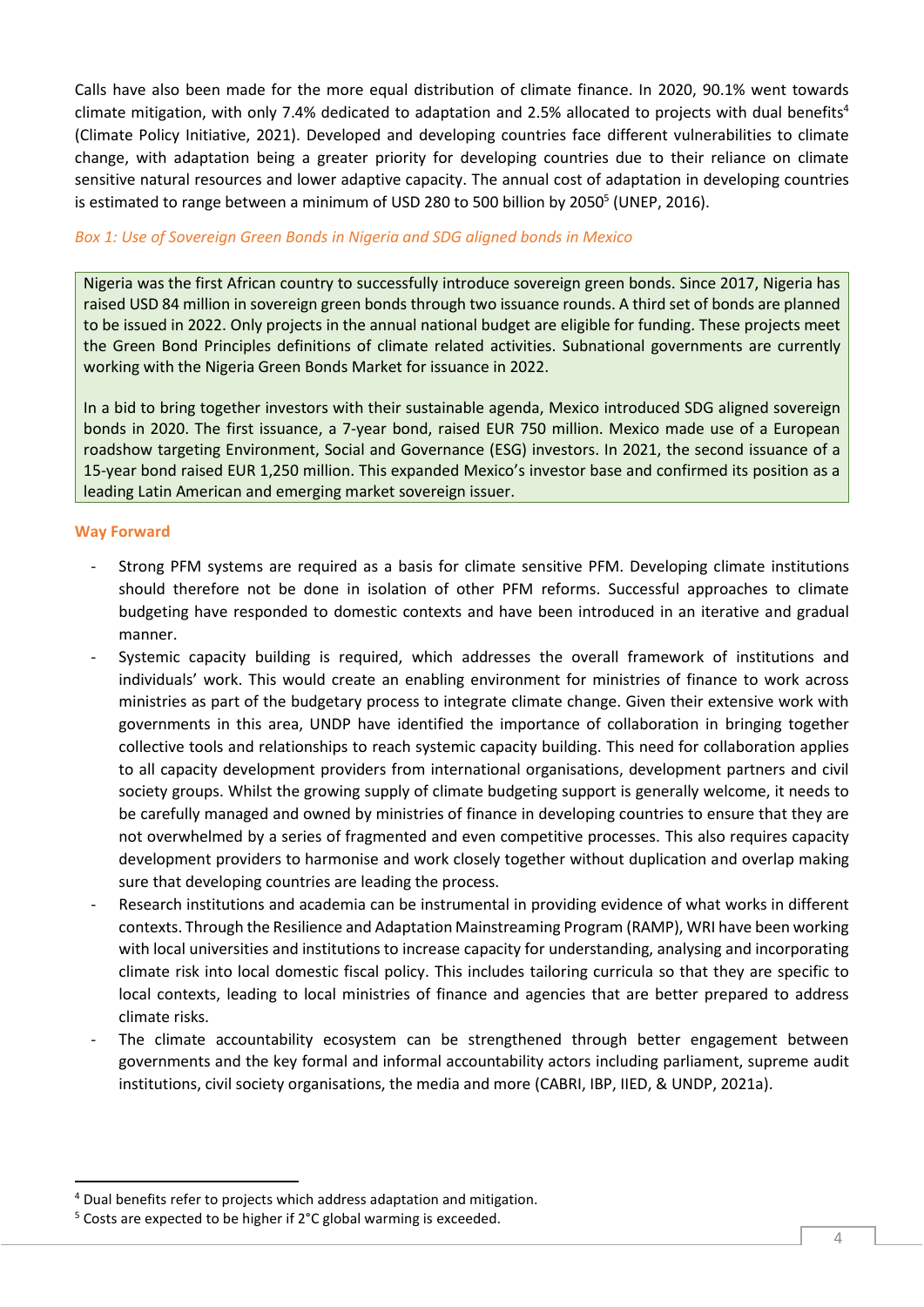Calls have also been made for the more equal distribution of climate finance. In 2020, 90.1% went towards climate mitigation, with only 7.4% dedicated to adaptation and 2.5% allocated to projects with dual benefits[4] (Climate Policy Initiative, 2021). Developed and developing countries face different vulnerabilities to climate change, with adaptation being a greater priority for developing countries due to their reliance on climate sensitive natural resources and lower adaptive capacity. The annual cost of adaptation in developing countries is estimated to range between a minimum of USD 280 to 500 billion by 2050[5] (UNEP, 2016).

*Box 1: Use of Sovereign Green Bonds in Nigeria and SDG aligned bonds in Mexico*

> Nigeria was the first African country to successfully introduce sovereign green bonds. Since 2017, Nigeria has raised USD 84 million in sovereign green bonds through two issuance rounds. A third set of bonds are planned to be issued in 2022. Only projects in the annual national budget are eligible for funding. These projects meet the Green Bond Principles definitions of climate related activities. Subnational governments are currently working with the Nigeria Green Bonds Market for issuance in 2022.
>
> In a bid to bring together investors with their sustainable agenda, Mexico introduced SDG aligned sovereign bonds in 2020. The first issuance, a 7-year bond, raised EUR 750 million. Mexico made use of a European roadshow targeting Environment, Social and Governance (ESG) investors. In 2021, the second issuance of a 15-year bond raised EUR 1,250 million. This expanded Mexico's investor base and confirmed its position as a leading Latin American and emerging market sovereign issuer.

**Way Forward**

- Strong PFM systems are required as a basis for climate sensitive PFM. Developing climate institutions should therefore not be done in isolation of other PFM reforms. Successful approaches to climate budgeting have responded to domestic contexts and have been introduced in an iterative and gradual manner.
- Systemic capacity building is required, which addresses the overall framework of institutions and individuals' work. This would create an enabling environment for ministries of finance to work across ministries as part of the budgetary process to integrate climate change. Given their extensive work with governments in this area, UNDP have identified the importance of collaboration in bringing together collective tools and relationships to reach systemic capacity building. This need for collaboration applies to all capacity development providers from international organisations, development partners and civil society groups. Whilst the growing supply of climate budgeting support is generally welcome, it needs to be carefully managed and owned by ministries of finance in developing countries to ensure that they are not overwhelmed by a series of fragmented and even competitive processes. This also requires capacity development providers to harmonise and work closely together without duplication and overlap making sure that developing countries are leading the process.
- Research institutions and academia can be instrumental in providing evidence of what works in different contexts. Through the Resilience and Adaptation Mainstreaming Program (RAMP), WRI have been working with local universities and institutions to increase capacity for understanding, analysing and incorporating climate risk into local domestic fiscal policy. This includes tailoring curricula so that they are specific to local contexts, leading to local ministries of finance and agencies that are better prepared to address climate risks.
- The climate accountability ecosystem can be strengthened through better engagement between governments and the key formal and informal accountability actors including parliament, supreme audit institutions, civil society organisations, the media and more (CABRI, IBP, IIED, & UNDP, 2021a).

---

[4] Dual benefits refer to projects which address adaptation and mitigation.

[5] Costs are expected to be higher if 2°C global warming is exceeded.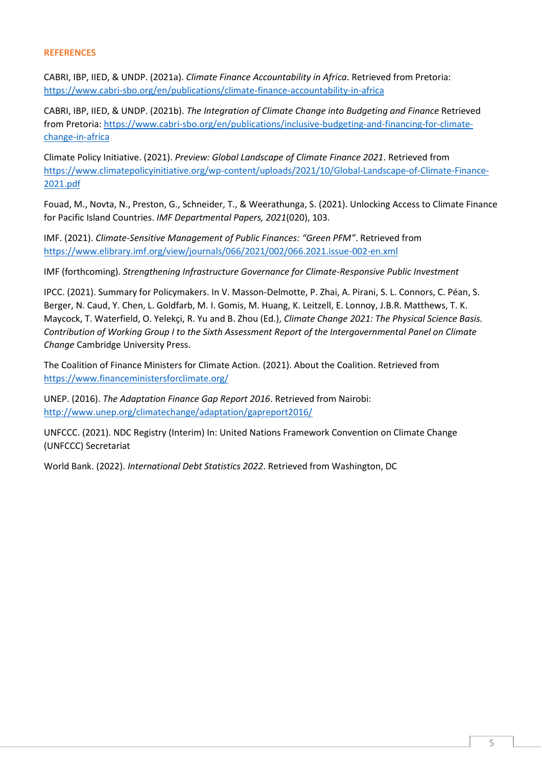## REFERENCES

CABRI, IBP, IIED, & UNDP. (2021a). *Climate Finance Accountability in Africa*. Retrieved from Pretoria: https://www.cabri-sbo.org/en/publications/climate-finance-accountability-in-africa

CABRI, IBP, IIED, & UNDP. (2021b). *The Integration of Climate Change into Budgeting and Finance* Retrieved from Pretoria: https://www.cabri-sbo.org/en/publications/inclusive-budgeting-and-financing-for-climate-change-in-africa

Climate Policy Initiative. (2021). *Preview: Global Landscape of Climate Finance 2021*. Retrieved from https://www.climatepolicyinitiative.org/wp-content/uploads/2021/10/Global-Landscape-of-Climate-Finance-2021.pdf

Fouad, M., Novta, N., Preston, G., Schneider, T., & Weerathunga, S. (2021). Unlocking Access to Climate Finance for Pacific Island Countries. *IMF Departmental Papers, 2021*(020), 103.

IMF. (2021). *Climate-Sensitive Management of Public Finances: "Green PFM"*. Retrieved from https://www.elibrary.imf.org/view/journals/066/2021/002/066.2021.issue-002-en.xml

IMF (forthcoming). *Strengthening Infrastructure Governance for Climate-Responsive Public Investment*

IPCC. (2021). Summary for Policymakers. In V. Masson-Delmotte, P. Zhai, A. Pirani, S. L. Connors, C. Péan, S. Berger, N. Caud, Y. Chen, L. Goldfarb, M. I. Gomis, M. Huang, K. Leitzell, E. Lonnoy, J.B.R. Matthews, T. K. Maycock, T. Waterfield, O. Yelekçi, R. Yu and B. Zhou (Ed.), *Climate Change 2021: The Physical Science Basis. Contribution of Working Group I to the Sixth Assessment Report of the Intergovernmental Panel on Climate Change* Cambridge University Press.

The Coalition of Finance Ministers for Climate Action. (2021). About the Coalition. Retrieved from https://www.financeministersforclimate.org/

UNEP. (2016). *The Adaptation Finance Gap Report 2016*. Retrieved from Nairobi: http://www.unep.org/climatechange/adaptation/gapreport2016/

UNFCCC. (2021). NDC Registry (Interim) In: United Nations Framework Convention on Climate Change (UNFCCC) Secretariat

World Bank. (2022). *International Debt Statistics 2022*. Retrieved from Washington, DC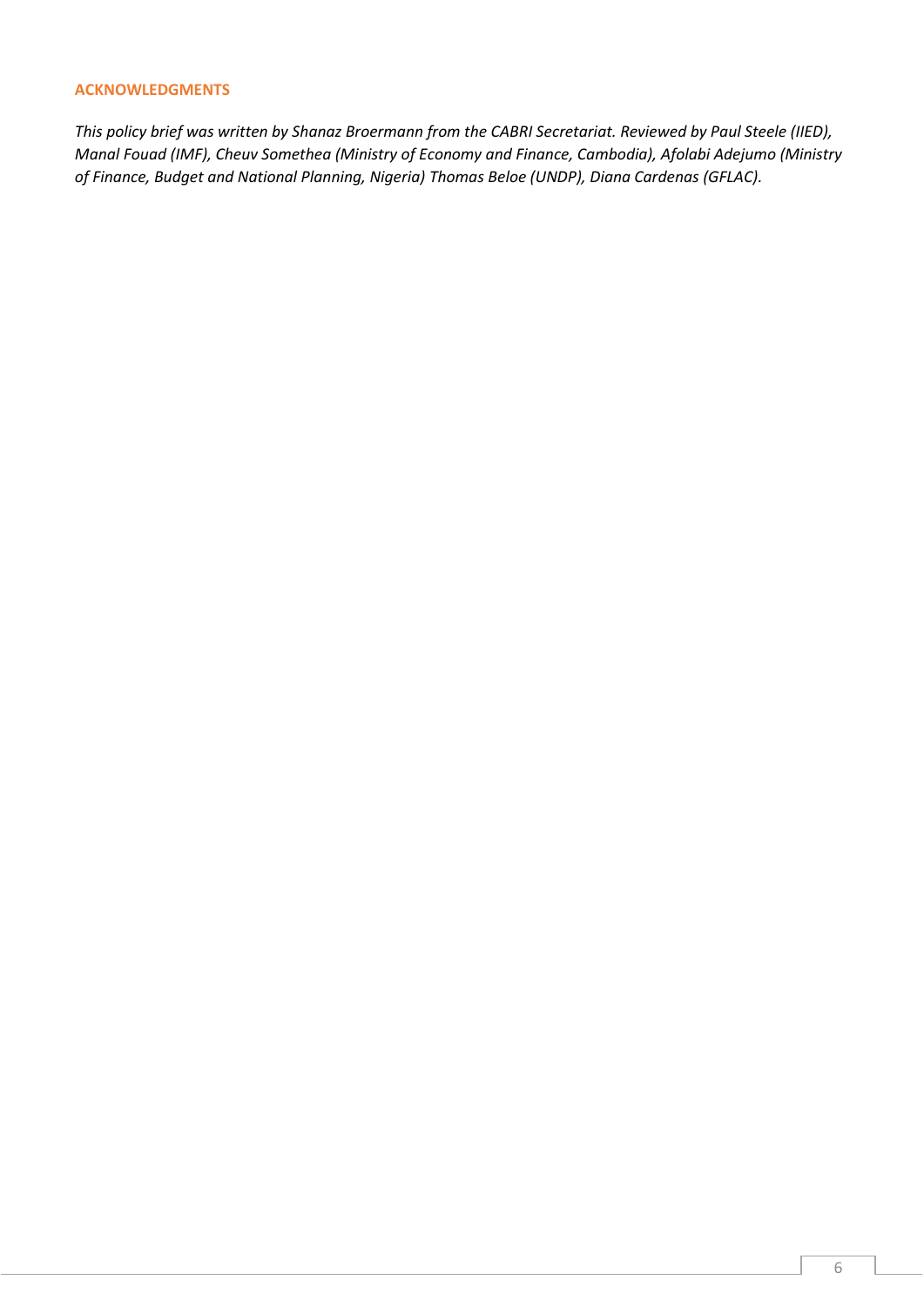## ACKNOWLEDGMENTS

*This policy brief was written by Shanaz Broermann from the CABRI Secretariat. Reviewed by Paul Steele (IIED), Manal Fouad (IMF), Cheuv Somethea (Ministry of Economy and Finance, Cambodia), Afolabi Adejumo (Ministry of Finance, Budget and National Planning, Nigeria) Thomas Beloe (UNDP), Diana Cardenas (GFLAC).*